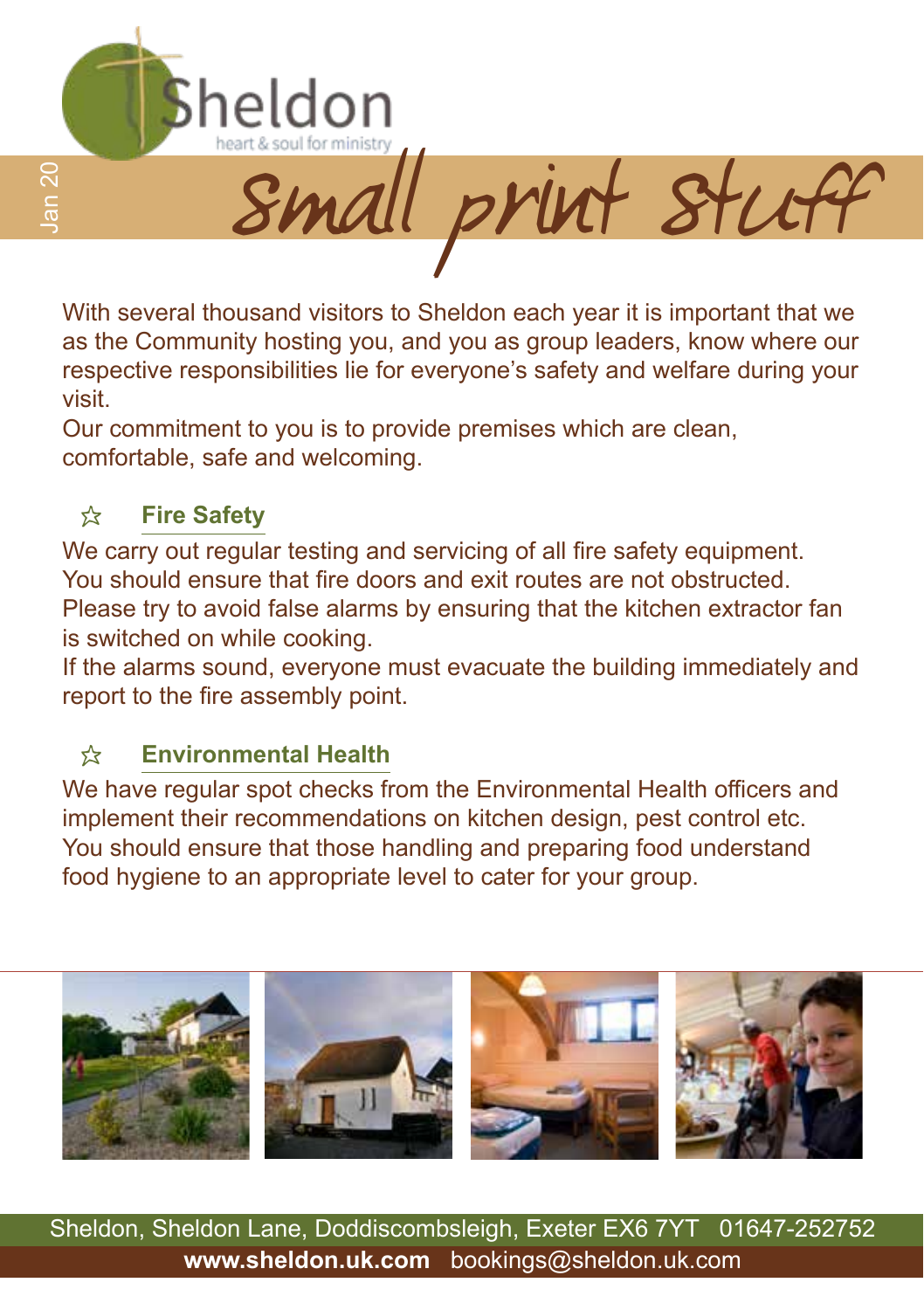Sheldon

heart & soul for ministry

Jan 20

# Small print stuff

With several thousand visitors to Sheldon each year it is important that we as the Community hosting you, and you as group leaders, know where our respective responsibilities lie for everyone's safety and welfare during your visit.

Our commitment to you is to provide premises which are clean, comfortable, safe and welcoming.

## ☆ Fire Safety

We carry out regular testing and servicing of all fire safety equipment.

You should ensure that fire doors and exit routes are not obstructed.

Please try to avoid false alarms by ensuring that the kitchen extractor fan is switched on while cooking.

If the alarms sound, everyone must evacuate the building immediately and report to the fire assembly point.

## ☆ Environmental Health

We have regular spot checks from the Environmental Health officers and implement their recommendations on kitchen design, pest control etc.

You should ensure that those handling and preparing food understand food hygiene to an appropriate level to cater for your group.

Sheldon, Sheldon Lane, Doddiscombsleigh, Exeter EX6 7YT   01647-252752

**www.sheldon.uk.com**   bookings@sheldon.uk.com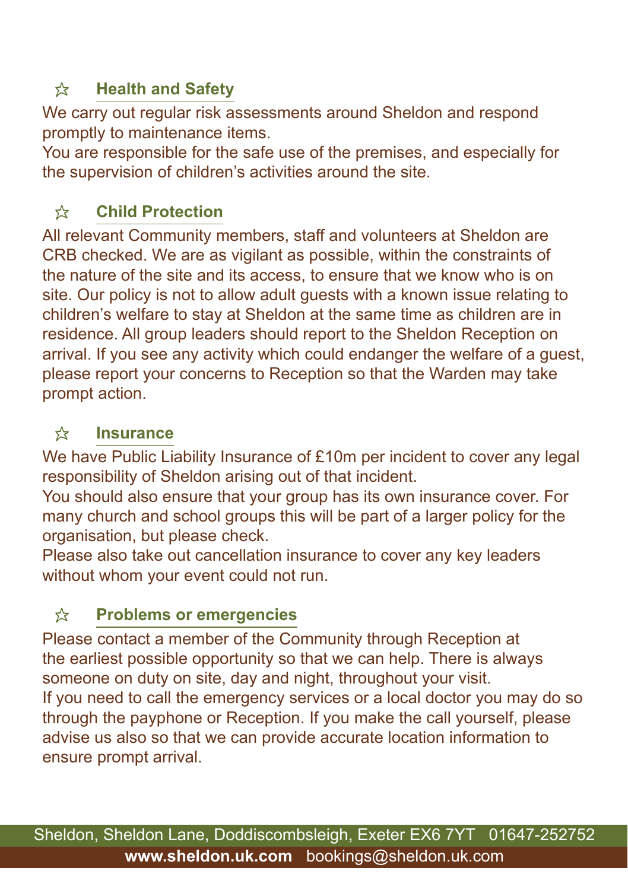## ☆ Health and Safety

We carry out regular risk assessments around Sheldon and respond promptly to maintenance items.
You are responsible for the safe use of the premises, and especially for the supervision of children's activities around the site.

## ☆ Child Protection

All relevant Community members, staff and volunteers at Sheldon are CRB checked. We are as vigilant as possible, within the constraints of the nature of the site and its access, to ensure that we know who is on site. Our policy is not to allow adult guests with a known issue relating to children's welfare to stay at Sheldon at the same time as children are in residence. All group leaders should report to the Sheldon Reception on arrival. If you see any activity which could endanger the welfare of a guest, please report your concerns to Reception so that the Warden may take prompt action.

## ☆ Insurance

We have Public Liability Insurance of £10m per incident to cover any legal responsibility of Sheldon arising out of that incident.
You should also ensure that your group has its own insurance cover. For many church and school groups this will be part of a larger policy for the organisation, but please check.
Please also take out cancellation insurance to cover any key leaders without whom your event could not run.

## ☆ Problems or emergencies

Please contact a member of the Community through Reception at the earliest possible opportunity so that we can help. There is always someone on duty on site, day and night, throughout your visit.
If you need to call the emergency services or a local doctor you may do so through the payphone or Reception. If you make the call yourself, please advise us also so that we can provide accurate location information to ensure prompt arrival.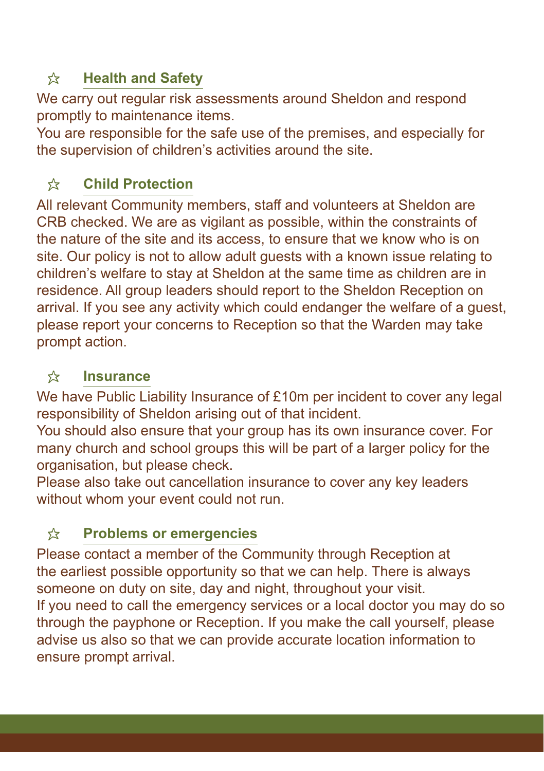## ☆ Health and Safety

We carry out regular risk assessments around Sheldon and respond promptly to maintenance items.
You are responsible for the safe use of the premises, and especially for the supervision of children's activities around the site.

## ☆ Child Protection

All relevant Community members, staff and volunteers at Sheldon are CRB checked. We are as vigilant as possible, within the constraints of the nature of the site and its access, to ensure that we know who is on site. Our policy is not to allow adult guests with a known issue relating to children's welfare to stay at Sheldon at the same time as children are in residence. All group leaders should report to the Sheldon Reception on arrival. If you see any activity which could endanger the welfare of a guest, please report your concerns to Reception so that the Warden may take prompt action.

## ☆ Insurance

We have Public Liability Insurance of £10m per incident to cover any legal responsibility of Sheldon arising out of that incident.
You should also ensure that your group has its own insurance cover. For many church and school groups this will be part of a larger policy for the organisation, but please check.
Please also take out cancellation insurance to cover any key leaders without whom your event could not run.

## ☆ Problems or emergencies

Please contact a member of the Community through Reception at the earliest possible opportunity so that we can help. There is always someone on duty on site, day and night, throughout your visit.
If you need to call the emergency services or a local doctor you may do so through the payphone or Reception. If you make the call yourself, please advise us also so that we can provide accurate location information to ensure prompt arrival.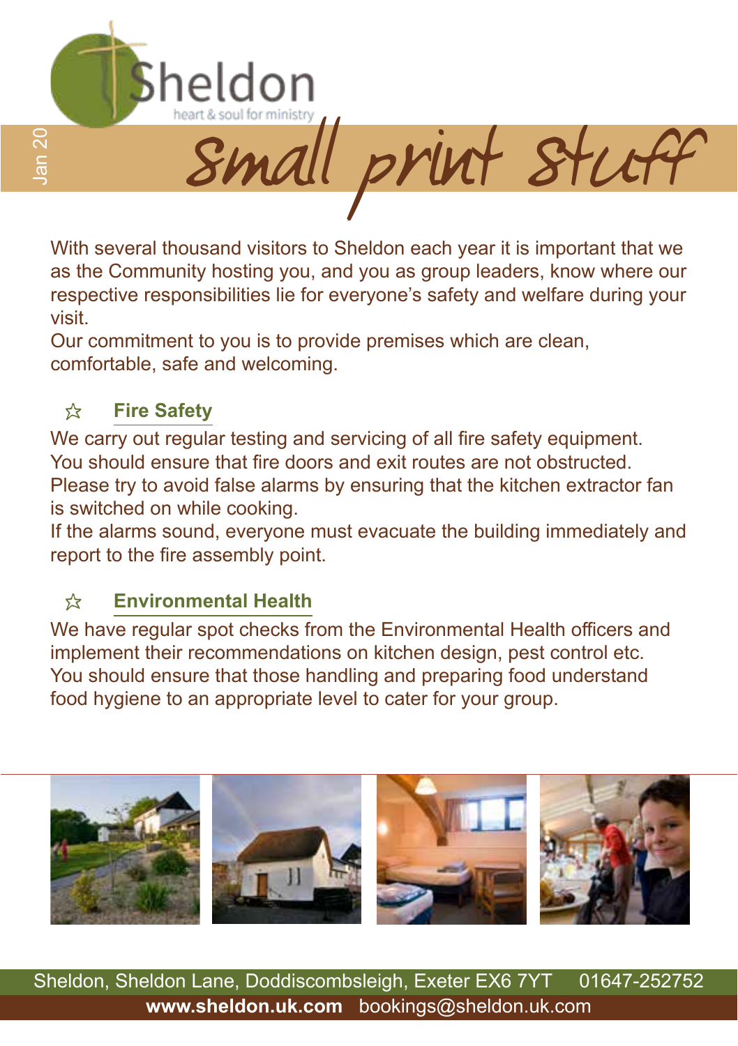Sheldon

heart & soul for ministry

Jan 20

# Small print stuff

With several thousand visitors to Sheldon each year it is important that we as the Community hosting you, and you as group leaders, know where our respective responsibilities lie for everyone's safety and welfare during your visit.

Our commitment to you is to provide premises which are clean, comfortable, safe and welcoming.

## ☆ Fire Safety

We carry out regular testing and servicing of all fire safety equipment. You should ensure that fire doors and exit routes are not obstructed. Please try to avoid false alarms by ensuring that the kitchen extractor fan is switched on while cooking.

If the alarms sound, everyone must evacuate the building immediately and report to the fire assembly point.

## ☆ Environmental Health

We have regular spot checks from the Environmental Health officers and implement their recommendations on kitchen design, pest control etc. You should ensure that those handling and preparing food understand food hygiene to an appropriate level to cater for your group.

Sheldon, Sheldon Lane, Doddiscombsleigh, Exeter EX6 7YT 01647-252752

**www.sheldon.uk.com** bookings@sheldon.uk.com